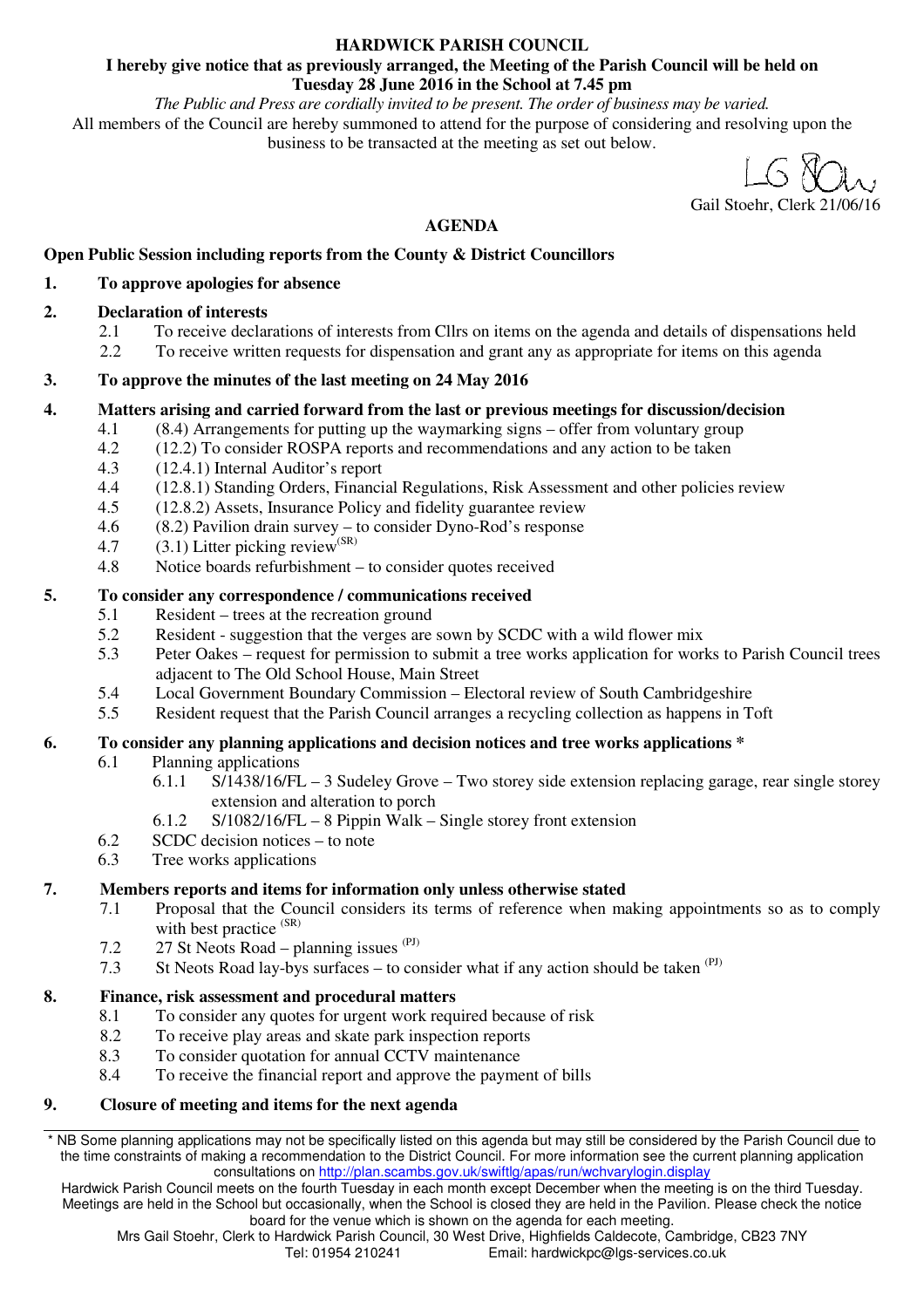**HARDWICK PARISH COUNCIL**

**I hereby give notice that as previously arranged, the Meeting of the Parish Council will be held on Tuesday 28 June 2016 in the School at 7.45 pm**

*The Public and Press are cordially invited to be present. The order of business may be varied.*

All members of the Council are hereby summoned to attend for the purpose of considering and resolving upon the business to be transacted at the meeting as set out below.

Gail Stoehr, Clerk 21/06/16

## AGENDA

**Open Public Session including reports from the County & District Councillors**

**1. To approve apologies for absence**

**2. Declaration of interests**

- 2.1 To receive declarations of interests from Cllrs on items on the agenda and details of dispensations held
- 2.2 To receive written requests for dispensation and grant any as appropriate for items on this agenda

**3. To approve the minutes of the last meeting on 24 May 2016**

**4. Matters arising and carried forward from the last or previous meetings for discussion/decision**

- 4.1 (8.4) Arrangements for putting up the waymarking signs – offer from voluntary group
- 4.2 (12.2) To consider ROSPA reports and recommendations and any action to be taken
- 4.3 (12.4.1) Internal Auditor's report
- 4.4 (12.8.1) Standing Orders, Financial Regulations, Risk Assessment and other policies review
- 4.5 (12.8.2) Assets, Insurance Policy and fidelity guarantee review
- 4.6 (8.2) Pavilion drain survey – to consider Dyno-Rod's response
- 4.7 (3.1) Litter picking review (SR)
- 4.8 Notice boards refurbishment – to consider quotes received

**5. To consider any correspondence / communications received**

- 5.1 Resident – trees at the recreation ground
- 5.2 Resident - suggestion that the verges are sown by SCDC with a wild flower mix
- 5.3 Peter Oakes – request for permission to submit a tree works application for works to Parish Council trees adjacent to The Old School House, Main Street
- 5.4 Local Government Boundary Commission – Electoral review of South Cambridgeshire
- 5.5 Resident request that the Parish Council arranges a recycling collection as happens in Toft

**6. To consider any planning applications and decision notices and tree works applications \***

- 6.1 Planning applications
  - 6.1.1 S/1438/16/FL – 3 Sudeley Grove – Two storey side extension replacing garage, rear single storey extension and alteration to porch
  - 6.1.2 S/1082/16/FL – 8 Pippin Walk – Single storey front extension
- 6.2 SCDC decision notices – to note
- 6.3 Tree works applications

**7. Members reports and items for information only unless otherwise stated**

- 7.1 Proposal that the Council considers its terms of reference when making appointments so as to comply with best practice (SR)
- 7.2 27 St Neots Road – planning issues (PJ)
- 7.3 St Neots Road lay-bys surfaces – to consider what if any action should be taken (PJ)

**8. Finance, risk assessment and procedural matters**

- 8.1 To consider any quotes for urgent work required because of risk
- 8.2 To receive play areas and skate park inspection reports
- 8.3 To consider quotation for annual CCTV maintenance
- 8.4 To receive the financial report and approve the payment of bills

**9. Closure of meeting and items for the next agenda**

---

\* NB Some planning applications may not be specifically listed on this agenda but may still be considered by the Parish Council due to the time constraints of making a recommendation to the District Council. For more information see the current planning application consultations on http://plan.scambs.gov.uk/swiftlg/apas/run/wchvarylogin.display

Hardwick Parish Council meets on the fourth Tuesday in each month except December when the meeting is on the third Tuesday. Meetings are held in the School but occasionally, when the School is closed they are held in the Pavilion. Please check the notice board for the venue which is shown on the agenda for each meeting.

Mrs Gail Stoehr, Clerk to Hardwick Parish Council, 30 West Drive, Highfields Caldecote, Cambridge, CB23 7NY
Tel: 01954 210241 Email: hardwickpc@lgs-services.co.uk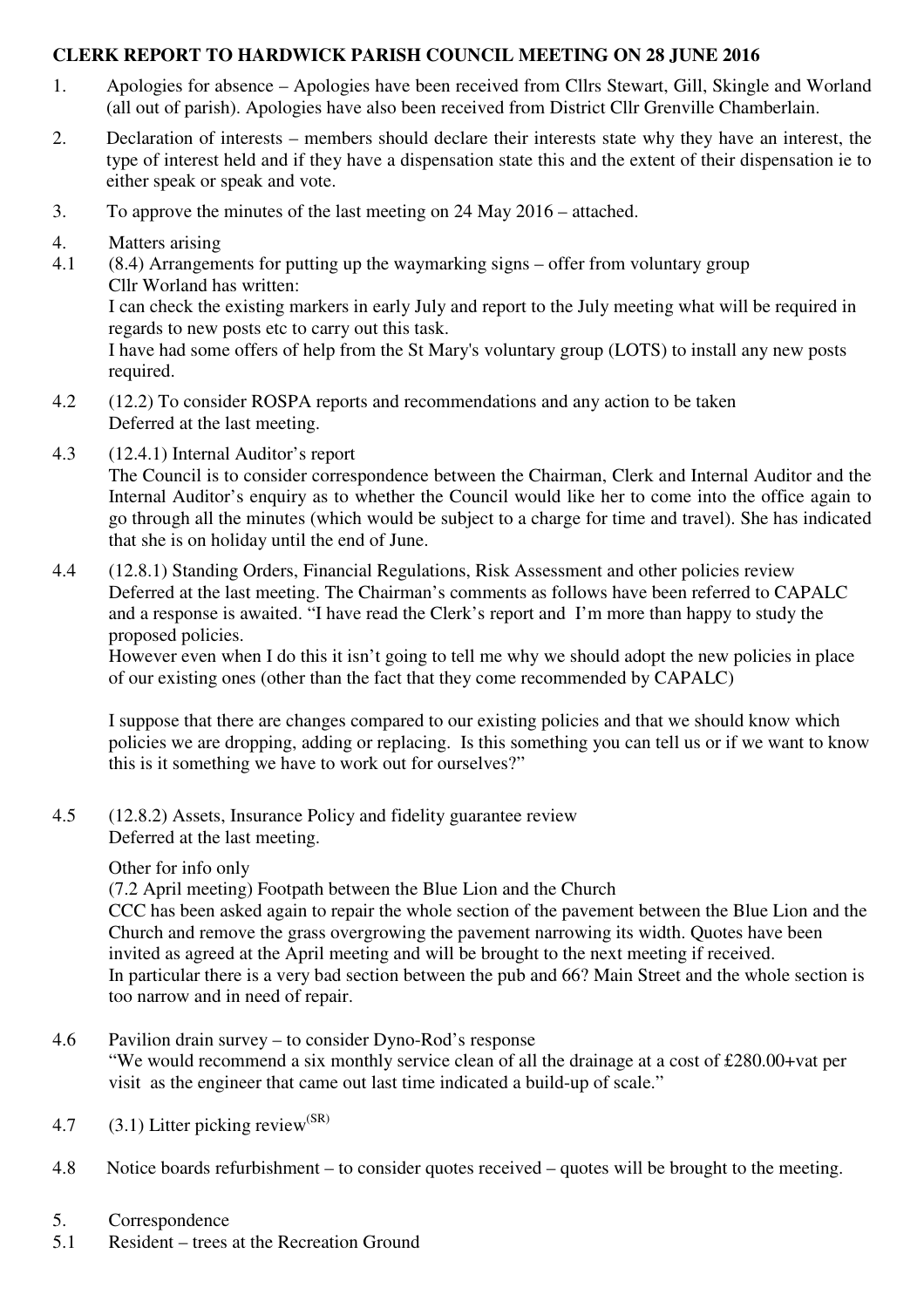**CLERK REPORT TO HARDWICK PARISH COUNCIL MEETING ON 28 JUNE 2016**

1. Apologies for absence – Apologies have been received from Cllrs Stewart, Gill, Skingle and Worland (all out of parish). Apologies have also been received from District Cllr Grenville Chamberlain.

2. Declaration of interests – members should declare their interests state why they have an interest, the type of interest held and if they have a dispensation state this and the extent of their dispensation ie to either speak or speak and vote.

3. To approve the minutes of the last meeting on 24 May 2016 – attached.

4. Matters arising

4.1 (8.4) Arrangements for putting up the waymarking signs – offer from voluntary group
Cllr Worland has written:
I can check the existing markers in early July and report to the July meeting what will be required in regards to new posts etc to carry out this task.
I have had some offers of help from the St Mary's voluntary group (LOTS) to install any new posts required.

4.2 (12.2) To consider ROSPA reports and recommendations and any action to be taken
Deferred at the last meeting.

4.3 (12.4.1) Internal Auditor's report
The Council is to consider correspondence between the Chairman, Clerk and Internal Auditor and the Internal Auditor's enquiry as to whether the Council would like her to come into the office again to go through all the minutes (which would be subject to a charge for time and travel). She has indicated that she is on holiday until the end of June.

4.4 (12.8.1) Standing Orders, Financial Regulations, Risk Assessment and other policies review
Deferred at the last meeting. The Chairman's comments as follows have been referred to CAPALC and a response is awaited. "I have read the Clerk's report and I'm more than happy to study the proposed policies.
However even when I do this it isn't going to tell me why we should adopt the new policies in place of our existing ones (other than the fact that they come recommended by CAPALC)

I suppose that there are changes compared to our existing policies and that we should know which policies we are dropping, adding or replacing. Is this something you can tell us or if we want to know this is it something we have to work out for ourselves?"

4.5 (12.8.2) Assets, Insurance Policy and fidelity guarantee review
Deferred at the last meeting.

Other for info only
(7.2 April meeting) Footpath between the Blue Lion and the Church
CCC has been asked again to repair the whole section of the pavement between the Blue Lion and the Church and remove the grass overgrowing the pavement narrowing its width. Quotes have been invited as agreed at the April meeting and will be brought to the next meeting if received.
In particular there is a very bad section between the pub and 66? Main Street and the whole section is too narrow and in need of repair.

4.6 Pavilion drain survey – to consider Dyno-Rod's response
"We would recommend a six monthly service clean of all the drainage at a cost of £280.00+vat per visit as the engineer that came out last time indicated a build-up of scale."

4.7 (3.1) Litter picking review(SR)

4.8 Notice boards refurbishment – to consider quotes received – quotes will be brought to the meeting.

5. Correspondence

5.1 Resident – trees at the Recreation Ground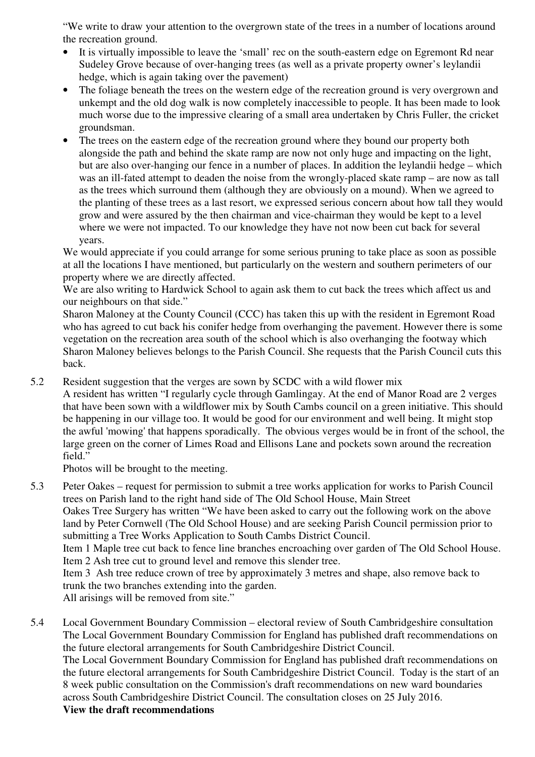"We write to draw your attention to the overgrown state of the trees in a number of locations around the recreation ground.

- It is virtually impossible to leave the 'small' rec on the south-eastern edge on Egremont Rd near Sudeley Grove because of over-hanging trees (as well as a private property owner's leylandii hedge, which is again taking over the pavement)
- The foliage beneath the trees on the western edge of the recreation ground is very overgrown and unkempt and the old dog walk is now completely inaccessible to people. It has been made to look much worse due to the impressive clearing of a small area undertaken by Chris Fuller, the cricket groundsman.
- The trees on the eastern edge of the recreation ground where they bound our property both alongside the path and behind the skate ramp are now not only huge and impacting on the light, but are also over-hanging our fence in a number of places. In addition the leylandii hedge – which was an ill-fated attempt to deaden the noise from the wrongly-placed skate ramp – are now as tall as the trees which surround them (although they are obviously on a mound). When we agreed to the planting of these trees as a last resort, we expressed serious concern about how tall they would grow and were assured by the then chairman and vice-chairman they would be kept to a level where we were not impacted. To our knowledge they have not now been cut back for several years.

We would appreciate if you could arrange for some serious pruning to take place as soon as possible at all the locations I have mentioned, but particularly on the western and southern perimeters of our property where we are directly affected.

We are also writing to Hardwick School to again ask them to cut back the trees which affect us and our neighbours on that side."

Sharon Maloney at the County Council (CCC) has taken this up with the resident in Egremont Road who has agreed to cut back his conifer hedge from overhanging the pavement. However there is some vegetation on the recreation area south of the school which is also overhanging the footway which Sharon Maloney believes belongs to the Parish Council. She requests that the Parish Council cuts this back.

5.2 Resident suggestion that the verges are sown by SCDC with a wild flower mix

A resident has written "I regularly cycle through Gamlingay. At the end of Manor Road are 2 verges that have been sown with a wildflower mix by South Cambs council on a green initiative. This should be happening in our village too. It would be good for our environment and well being. It might stop the awful 'mowing' that happens sporadically. The obvious verges would be in front of the school, the large green on the corner of Limes Road and Ellisons Lane and pockets sown around the recreation field."

Photos will be brought to the meeting.

5.3 Peter Oakes – request for permission to submit a tree works application for works to Parish Council trees on Parish land to the right hand side of The Old School House, Main Street

Oakes Tree Surgery has written "We have been asked to carry out the following work on the above land by Peter Cornwell (The Old School House) and are seeking Parish Council permission prior to submitting a Tree Works Application to South Cambs District Council.

Item 1 Maple tree cut back to fence line branches encroaching over garden of The Old School House.

Item 2 Ash tree cut to ground level and remove this slender tree.

Item 3 Ash tree reduce crown of tree by approximately 3 metres and shape, also remove back to trunk the two branches extending into the garden.

All arisings will be removed from site."

5.4 Local Government Boundary Commission – electoral review of South Cambridgeshire consultation

The Local Government Boundary Commission for England has published draft recommendations on the future electoral arrangements for South Cambridgeshire District Council.

The Local Government Boundary Commission for England has published draft recommendations on the future electoral arrangements for South Cambridgeshire District Council. Today is the start of an 8 week public consultation on the Commission's draft recommendations on new ward boundaries across South Cambridgeshire District Council. The consultation closes on 25 July 2016.

**View the draft recommendations**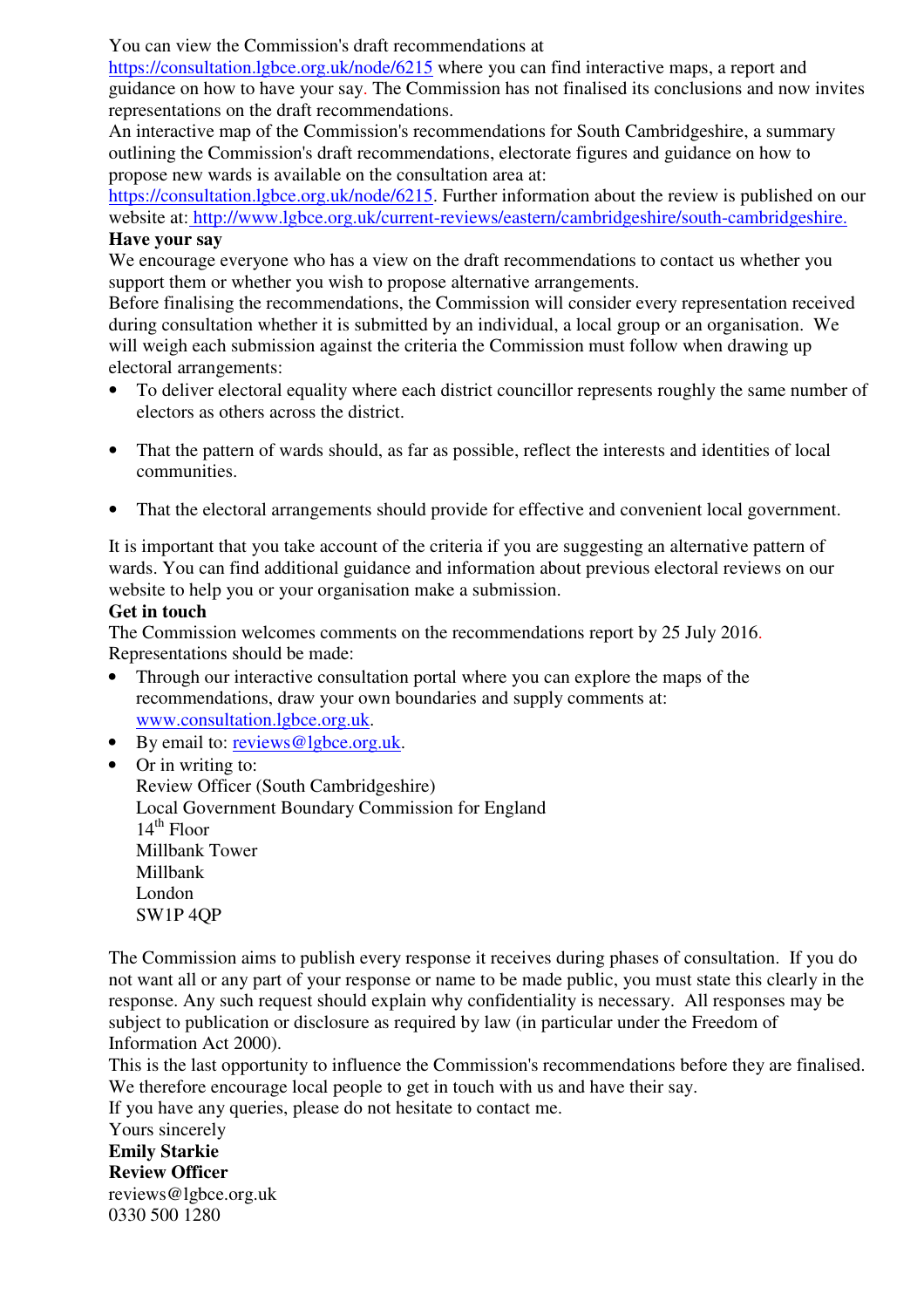You can view the Commission's draft recommendations at https://consultation.lgbce.org.uk/node/6215 where you can find interactive maps, a report and guidance on how to have your say. The Commission has not finalised its conclusions and now invites representations on the draft recommendations.

An interactive map of the Commission's recommendations for South Cambridgeshire, a summary outlining the Commission's draft recommendations, electorate figures and guidance on how to propose new wards is available on the consultation area at: https://consultation.lgbce.org.uk/node/6215. Further information about the review is published on our website at: http://www.lgbce.org.uk/current-reviews/eastern/cambridgeshire/south-cambridgeshire.

**Have your say**

We encourage everyone who has a view on the draft recommendations to contact us whether you support them or whether you wish to propose alternative arrangements.

Before finalising the recommendations, the Commission will consider every representation received during consultation whether it is submitted by an individual, a local group or an organisation. We will weigh each submission against the criteria the Commission must follow when drawing up electoral arrangements:

- To deliver electoral equality where each district councillor represents roughly the same number of electors as others across the district.
- That the pattern of wards should, as far as possible, reflect the interests and identities of local communities.
- That the electoral arrangements should provide for effective and convenient local government.

It is important that you take account of the criteria if you are suggesting an alternative pattern of wards. You can find additional guidance and information about previous electoral reviews on our website to help you or your organisation make a submission.

**Get in touch**

The Commission welcomes comments on the recommendations report by 25 July 2016.

Representations should be made:

- Through our interactive consultation portal where you can explore the maps of the recommendations, draw your own boundaries and supply comments at: www.consultation.lgbce.org.uk.
- By email to: reviews@lgbce.org.uk.
- Or in writing to:
  Review Officer (South Cambridgeshire)
  Local Government Boundary Commission for England
  14th Floor
  Millbank Tower
  Millbank
  London
  SW1P 4QP

The Commission aims to publish every response it receives during phases of consultation. If you do not want all or any part of your response or name to be made public, you must state this clearly in the response. Any such request should explain why confidentiality is necessary. All responses may be subject to publication or disclosure as required by law (in particular under the Freedom of Information Act 2000).

This is the last opportunity to influence the Commission's recommendations before they are finalised. We therefore encourage local people to get in touch with us and have their say.

If you have any queries, please do not hesitate to contact me.

Yours sincerely

**Emily Starkie**
**Review Officer**
reviews@lgbce.org.uk
0330 500 1280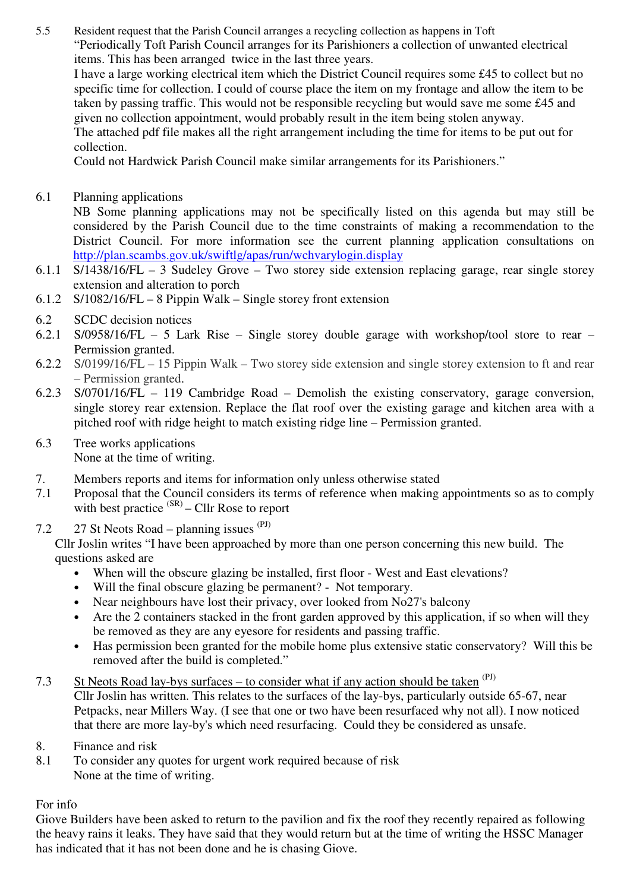5.5 Resident request that the Parish Council arranges a recycling collection as happens in Toft

"Periodically Toft Parish Council arranges for its Parishioners a collection of unwanted electrical items. This has been arranged twice in the last three years.

I have a large working electrical item which the District Council requires some £45 to collect but no specific time for collection. I could of course place the item on my frontage and allow the item to be taken by passing traffic. This would not be responsible recycling but would save me some £45 and given no collection appointment, would probably result in the item being stolen anyway.

The attached pdf file makes all the right arrangement including the time for items to be put out for collection.

Could not Hardwick Parish Council make similar arrangements for its Parishioners."

6.1 Planning applications

NB Some planning applications may not be specifically listed on this agenda but may still be considered by the Parish Council due to the time constraints of making a recommendation to the District Council. For more information see the current planning application consultations on http://plan.scambs.gov.uk/swiftlg/apas/run/wchvarylogin.display

6.1.1 S/1438/16/FL – 3 Sudeley Grove – Two storey side extension replacing garage, rear single storey extension and alteration to porch

6.1.2 S/1082/16/FL – 8 Pippin Walk – Single storey front extension

6.2 SCDC decision notices

6.2.1 S/0958/16/FL – 5 Lark Rise – Single storey double garage with workshop/tool store to rear – Permission granted.

6.2.2 S/0199/16/FL – 15 Pippin Walk – Two storey side extension and single storey extension to ft and rear – Permission granted.

6.2.3 S/0701/16/FL – 119 Cambridge Road – Demolish the existing conservatory, garage conversion, single storey rear extension. Replace the flat roof over the existing garage and kitchen area with a pitched roof with ridge height to match existing ridge line – Permission granted.

6.3 Tree works applications

None at the time of writing.

7. Members reports and items for information only unless otherwise stated

7.1 Proposal that the Council considers its terms of reference when making appointments so as to comply with best practice (SR) – Cllr Rose to report

7.2 27 St Neots Road – planning issues (PJ)

Cllr Joslin writes "I have been approached by more than one person concerning this new build. The questions asked are

- When will the obscure glazing be installed, first floor - West and East elevations?
- Will the final obscure glazing be permanent? - Not temporary.
- Near neighbours have lost their privacy, over looked from No27's balcony
- Are the 2 containers stacked in the front garden approved by this application, if so when will they be removed as they are any eyesore for residents and passing traffic.
- Has permission been granted for the mobile home plus extensive static conservatory? Will this be removed after the build is completed."

7.3 <u>St Neots Road lay-bys surfaces – to consider what if any action should be taken</u> (PJ)

Cllr Joslin has written. This relates to the surfaces of the lay-bys, particularly outside 65-67, near Petpacks, near Millers Way. (I see that one or two have been resurfaced why not all). I now noticed that there are more lay-by's which need resurfacing. Could they be considered as unsafe.

8. Finance and risk

8.1 To consider any quotes for urgent work required because of risk

None at the time of writing.

For info

Giove Builders have been asked to return to the pavilion and fix the roof they recently repaired as following the heavy rains it leaks. They have said that they would return but at the time of writing the HSSC Manager has indicated that it has not been done and he is chasing Giove.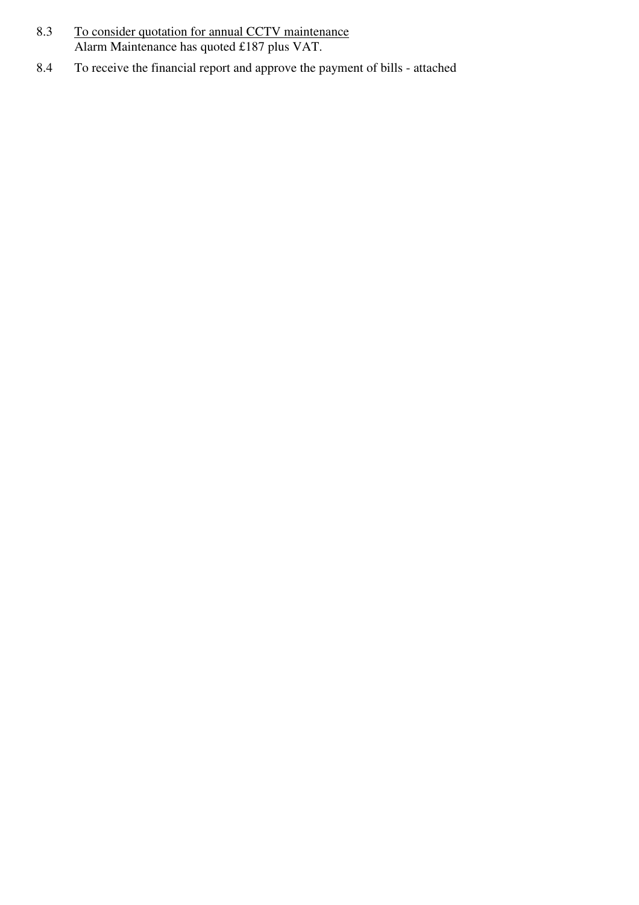8.3 <u>To consider quotation for annual CCTV maintenance</u>
Alarm Maintenance has quoted £187 plus VAT.

8.4 To receive the financial report and approve the payment of bills - attached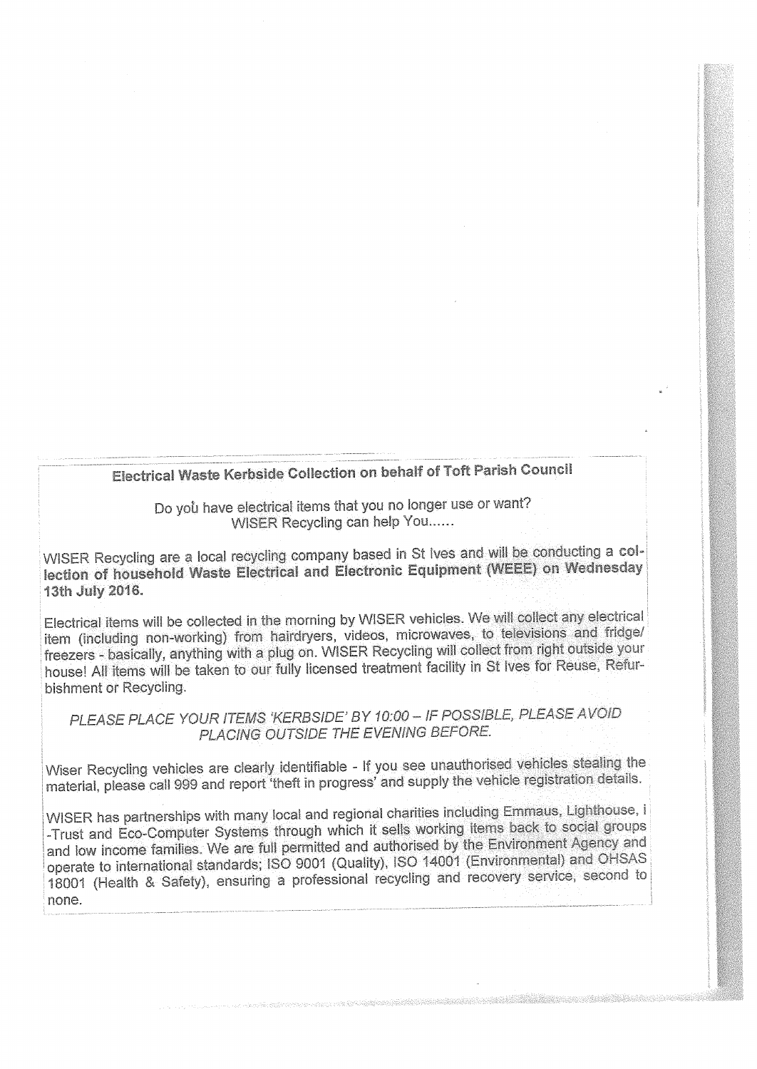**Electrical Waste Kerbside Collection on behalf of Toft Parish Council**

Do you have electrical items that you no longer use or want?
WISER Recycling can help You......

WISER Recycling are a local recycling company based in St Ives and will be conducting a **collection of household Waste Electrical and Electronic Equipment (WEEE) on Wednesday 13th July 2016.**

Electrical items will be collected in the morning by WISER vehicles. We will collect any electrical item (including non-working) from hairdryers, videos, microwaves, to televisions and fridge/ freezers - basically, anything with a plug on. WISER Recycling will collect from right outside your house! All items will be taken to our fully licensed treatment facility in St Ives for Reuse, Refurbishment or Recycling.

*PLEASE PLACE YOUR ITEMS 'KERBSIDE' BY 10:00 – IF POSSIBLE, PLEASE AVOID PLACING OUTSIDE THE EVENING BEFORE.*

Wiser Recycling vehicles are clearly identifiable - If you see unauthorised vehicles stealing the material, please call 999 and report 'theft in progress' and supply the vehicle registration details.

WISER has partnerships with many local and regional charities including Emmaus, Lighthouse, i-Trust and Eco-Computer Systems through which it sells working items back to social groups and low income families. We are full permitted and authorised by the Environment Agency and operate to international standards; ISO 9001 (Quality), ISO 14001 (Environmental) and OHSAS 18001 (Health & Safety), ensuring a professional recycling and recovery service, second to none.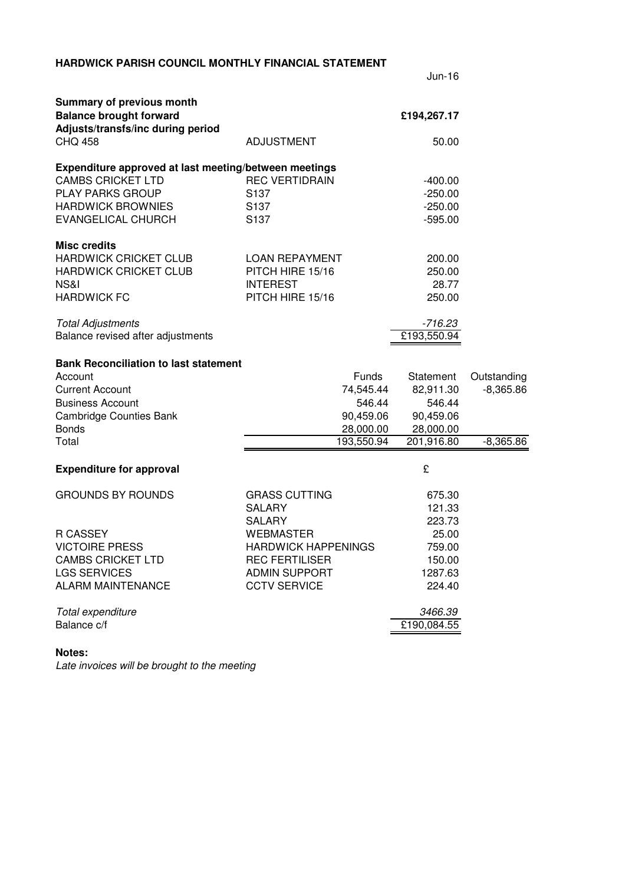# HARDWICK PARISH COUNCIL MONTHLY FINANCIAL STATEMENT

Jun-16

| | | | |
|---|---|---|---|
| **Summary of previous month** | | | |
| **Balance brought forward** | | **£194,267.17** | |
| **Adjusts/transfs/inc during period** | | | |
| CHQ 458 | ADJUSTMENT | 50.00 | |
| | | | |
| **Expenditure approved at last meeting/between meetings** | | | |
| CAMBS CRICKET LTD | REC VERTIDRAIN | -400.00 | |
| PLAY PARKS GROUP | S137 | -250.00 | |
| HARDWICK BROWNIES | S137 | -250.00 | |
| EVANGELICAL CHURCH | S137 | -595.00 | |
| | | | |
| **Misc credits** | | | |
| HARDWICK CRICKET CLUB | LOAN REPAYMENT | 200.00 | |
| HARDWICK CRICKET CLUB | PITCH HIRE 15/16 | 250.00 | |
| NS&I | INTEREST | 28.77 | |
| HARDWICK FC | PITCH HIRE 15/16 | 250.00 | |
| | | | |
| *Total Adjustments* | | *-716.23* | |
| Balance revised after adjustments | | £193,550.94 | |

**Bank Reconciliation to last statement**

| Account | Funds | Statement | Outstanding |
|---|---|---|---|
| Current Account | 74,545.44 | 82,911.30 | -8,365.86 |
| Business Account | 546.44 | 546.44 | |
| Cambridge Counties Bank | 90,459.06 | 90,459.06 | |
| Bonds | 28,000.00 | 28,000.00 | |
| Total | 193,550.94 | 201,916.80 | -8,365.86 |

**Expenditure for approval**

| | | £ |
|---|---|---|
| GROUNDS BY ROUNDS | GRASS CUTTING | 675.30 |
| | SALARY | 121.33 |
| | SALARY | 223.73 |
| R CASSEY | WEBMASTER | 25.00 |
| VICTOIRE PRESS | HARDWICK HAPPENINGS | 759.00 |
| CAMBS CRICKET LTD | REC FERTILISER | 150.00 |
| LGS SERVICES | ADMIN SUPPORT | 1287.63 |
| ALARM MAINTENANCE | CCTV SERVICE | 224.40 |
| | | |
| *Total expenditure* | | *3466.39* |
| Balance c/f | | £190,084.55 |

**Notes:**

*Late invoices will be brought to the meeting*